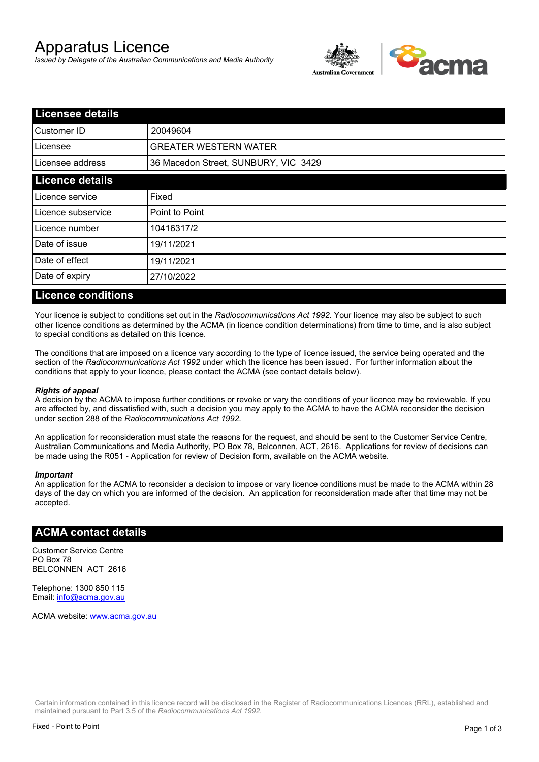# Apparatus Licence

*Issued by Delegate of the Australian Communications and Media Authority*

## Licensee details

| | |
|---|---|
| Customer ID | 20049604 |
| Licensee | GREATER WESTERN WATER |
| Licensee address | 36 Macedon Street, SUNBURY, VIC 3429 |

## Licence details

| | |
|---|---|
| Licence service | Fixed |
| Licence subservice | Point to Point |
| Licence number | 10416317/2 |
| Date of issue | 19/11/2021 |
| Date of effect | 19/11/2021 |
| Date of expiry | 27/10/2022 |

## Licence conditions

Your licence is subject to conditions set out in the *Radiocommunications Act 1992*. Your licence may also be subject to such other licence conditions as determined by the ACMA (in licence condition determinations) from time to time, and is also subject to special conditions as detailed on this licence.

The conditions that are imposed on a licence vary according to the type of licence issued, the service being operated and the section of the *Radiocommunications Act 1992* under which the licence has been issued. For further information about the conditions that apply to your licence, please contact the ACMA (see contact details below).

***Rights of appeal***

A decision by the ACMA to impose further conditions or revoke or vary the conditions of your licence may be reviewable. If you are affected by, and dissatisfied with, such a decision you may apply to the ACMA to have the ACMA reconsider the decision under section 288 of the *Radiocommunications Act 1992*.

An application for reconsideration must state the reasons for the request, and should be sent to the Customer Service Centre, Australian Communications and Media Authority, PO Box 78, Belconnen, ACT, 2616. Applications for review of decisions can be made using the R051 - Application for review of Decision form, available on the ACMA website.

***Important***

An application for the ACMA to reconsider a decision to impose or vary licence conditions must be made to the ACMA within 28 days of the day on which you are informed of the decision. An application for reconsideration made after that time may not be accepted.

## ACMA contact details

Customer Service Centre
PO Box 78
BELCONNEN ACT 2616

Telephone: 1300 850 115
Email: info@acma.gov.au

ACMA website: www.acma.gov.au

Certain information contained in this licence record will be disclosed in the Register of Radiocommunications Licences (RRL), established and maintained pursuant to Part 3.5 of the *Radiocommunications Act 1992.*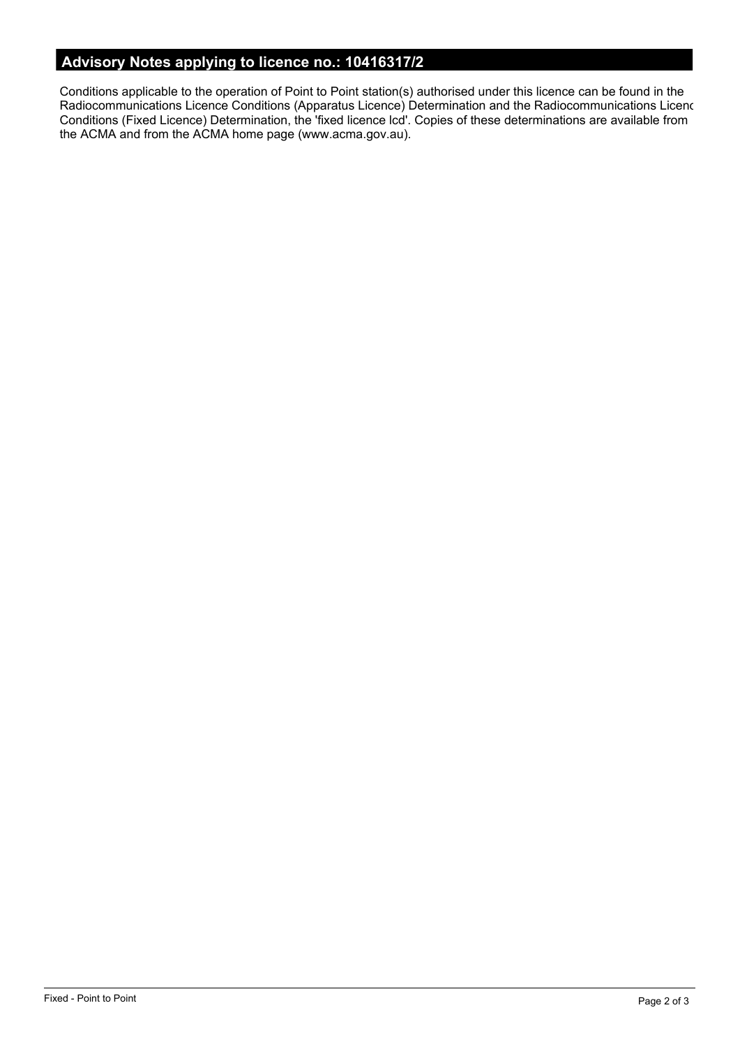## Advisory Notes applying to licence no.: 10416317/2

Conditions applicable to the operation of Point to Point station(s) authorised under this licence can be found in the Radiocommunications Licence Conditions (Apparatus Licence) Determination and the Radiocommunications Licenc Conditions (Fixed Licence) Determination, the 'fixed licence lcd'. Copies of these determinations are available from the ACMA and from the ACMA home page (www.acma.gov.au).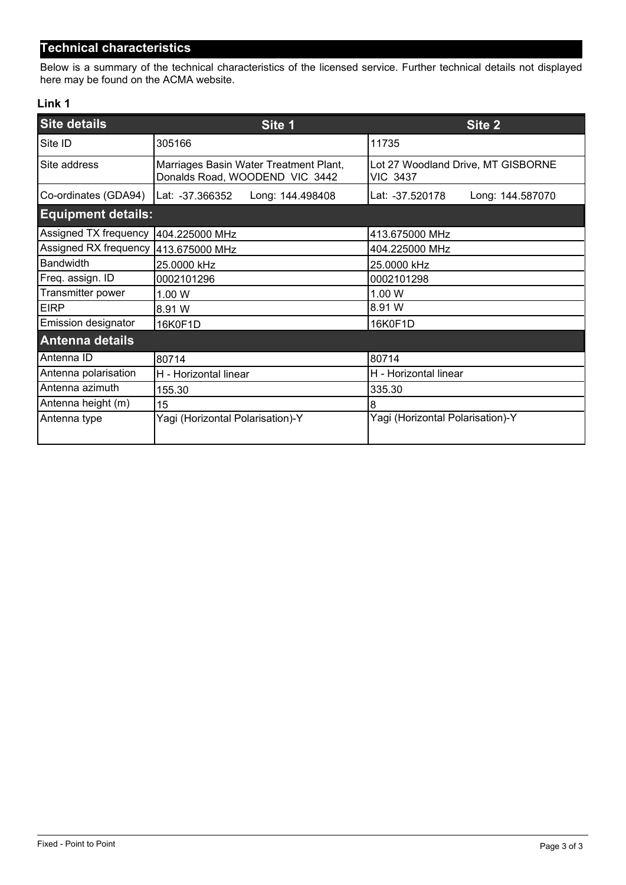## Technical characteristics

Below is a summary of the technical characteristics of the licensed service. Further technical details not displayed here may be found on the ACMA website.

### Link 1

| Site details | Site 1 | Site 2 |
|---|---|---|
| Site ID | 305166 | 11735 |
| Site address | Marriages Basin Water Treatment Plant, Donalds Road, WOODEND VIC 3442 | Lot 27 Woodland Drive, MT GISBORNE VIC 3437 |
| Co-ordinates (GDA94) | Lat: -37.366352 Long: 144.498408 | Lat: -37.520178 Long: 144.587070 |
| **Equipment details:** | | |
| Assigned TX frequency | 404.225000 MHz | 413.675000 MHz |
| Assigned RX frequency | 413.675000 MHz | 404.225000 MHz |
| Bandwidth | 25.0000 kHz | 25.0000 kHz |
| Freq. assign. ID | 0002101296 | 0002101298 |
| Transmitter power | 1.00 W | 1.00 W |
| EIRP | 8.91 W | 8.91 W |
| Emission designator | 16K0F1D | 16K0F1D |
| **Antenna details** | | |
| Antenna ID | 80714 | 80714 |
| Antenna polarisation | H - Horizontal linear | H - Horizontal linear |
| Antenna azimuth | 155.30 | 335.30 |
| Antenna height (m) | 15 | 8 |
| Antenna type | Yagi (Horizontal Polarisation)-Y | Yagi (Horizontal Polarisation)-Y |

Fixed - Point to Point